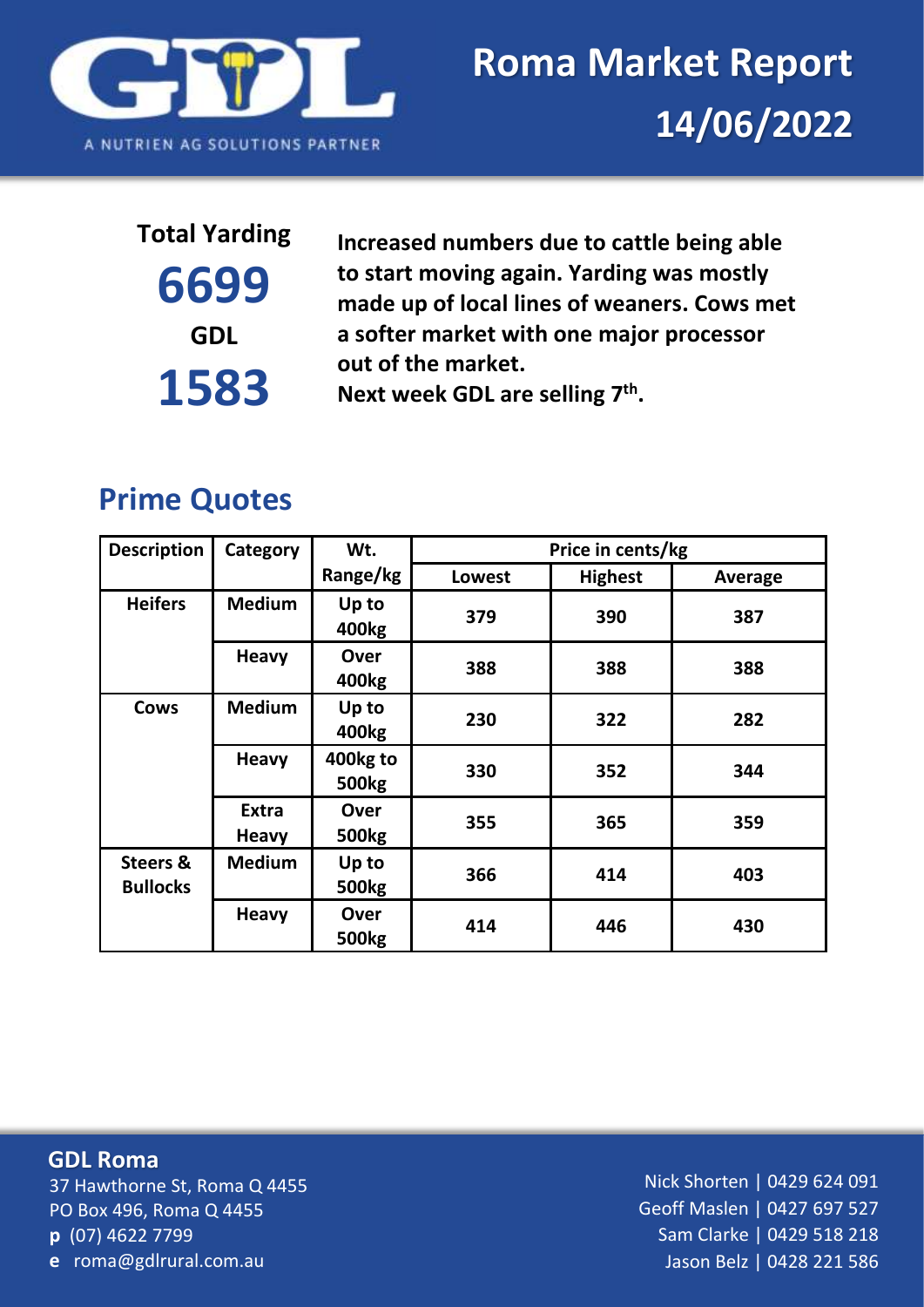# Roma Market Report 14/06/2022

A NUTRIEN AG SOLUTIONS PARTNER

**Total Yarding**

**6699**

**GDL**

**1583**

**Increased numbers due to cattle being able to start moving again. Yarding was mostly made up of local lines of weaners. Cows met a softer market with one major processor out of the market.**

**Next week GDL are selling 7th.**

## Prime Quotes

| Description | Category | Wt. Range/kg | Price in cents/kg | | |
|---|---|---|---|---|---|
| | | | Lowest | Highest | Average |
| Heifers | Medium | Up to 400kg | 379 | 390 | 387 |
| | Heavy | Over 400kg | 388 | 388 | 388 |
| Cows | Medium | Up to 400kg | 230 | 322 | 282 |
| | Heavy | 400kg to 500kg | 330 | 352 | 344 |
| | Extra Heavy | Over 500kg | 355 | 365 | 359 |
| Steers & Bullocks | Medium | Up to 500kg | 366 | 414 | 403 |
| | Heavy | Over 500kg | 414 | 446 | 430 |

**GDL Roma**

37 Hawthorne St, Roma Q 4455
PO Box 496, Roma Q 4455
**p** (07) 4622 7799
**e** roma@gdlrural.com.au

Nick Shorten | 0429 624 091
Geoff Maslen | 0427 697 527
Sam Clarke | 0429 518 218
Jason Belz | 0428 221 586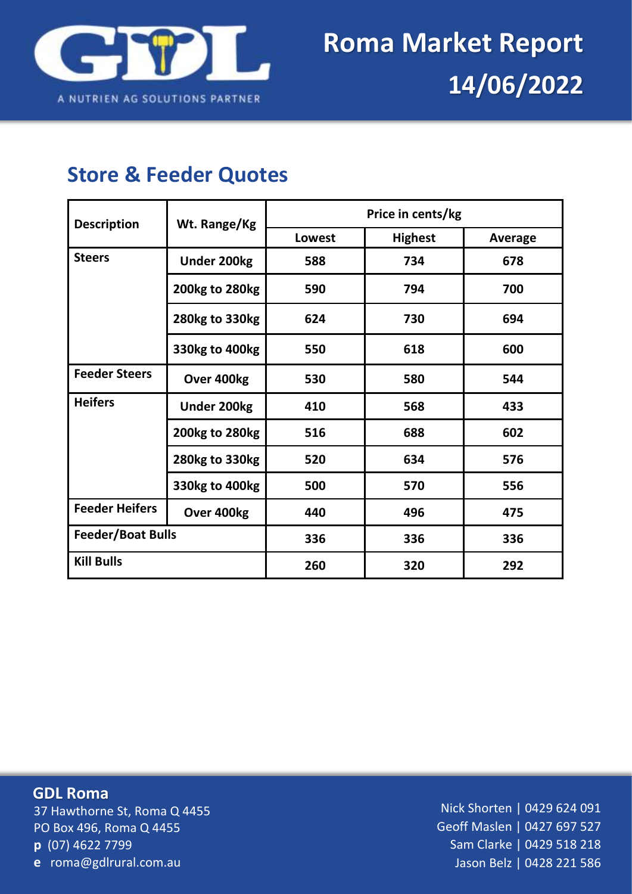# Roma Market Report

## 14/06/2022

## Store & Feeder Quotes

| Description | Wt. Range/Kg | Price in cents/kg | | |
|---|---|---|---|---|
| | | Lowest | Highest | Average |
| Steers | Under 200kg | 588 | 734 | 678 |
| | 200kg to 280kg | 590 | 794 | 700 |
| | 280kg to 330kg | 624 | 730 | 694 |
| | 330kg to 400kg | 550 | 618 | 600 |
| Feeder Steers | Over 400kg | 530 | 580 | 544 |
| Heifers | Under 200kg | 410 | 568 | 433 |
| | 200kg to 280kg | 516 | 688 | 602 |
| | 280kg to 330kg | 520 | 634 | 576 |
| | 330kg to 400kg | 500 | 570 | 556 |
| Feeder Heifers | Over 400kg | 440 | 496 | 475 |
| Feeder/Boat Bulls | | 336 | 336 | 336 |
| Kill Bulls | | 260 | 320 | 292 |

**GDL Roma**
37 Hawthorne St, Roma Q 4455
PO Box 496, Roma Q 4455
**p** (07) 4622 7799
**e** roma@gdlrural.com.au

Nick Shorten | 0429 624 091
Geoff Maslen | 0427 697 527
Sam Clarke | 0429 518 218
Jason Belz | 0428 221 586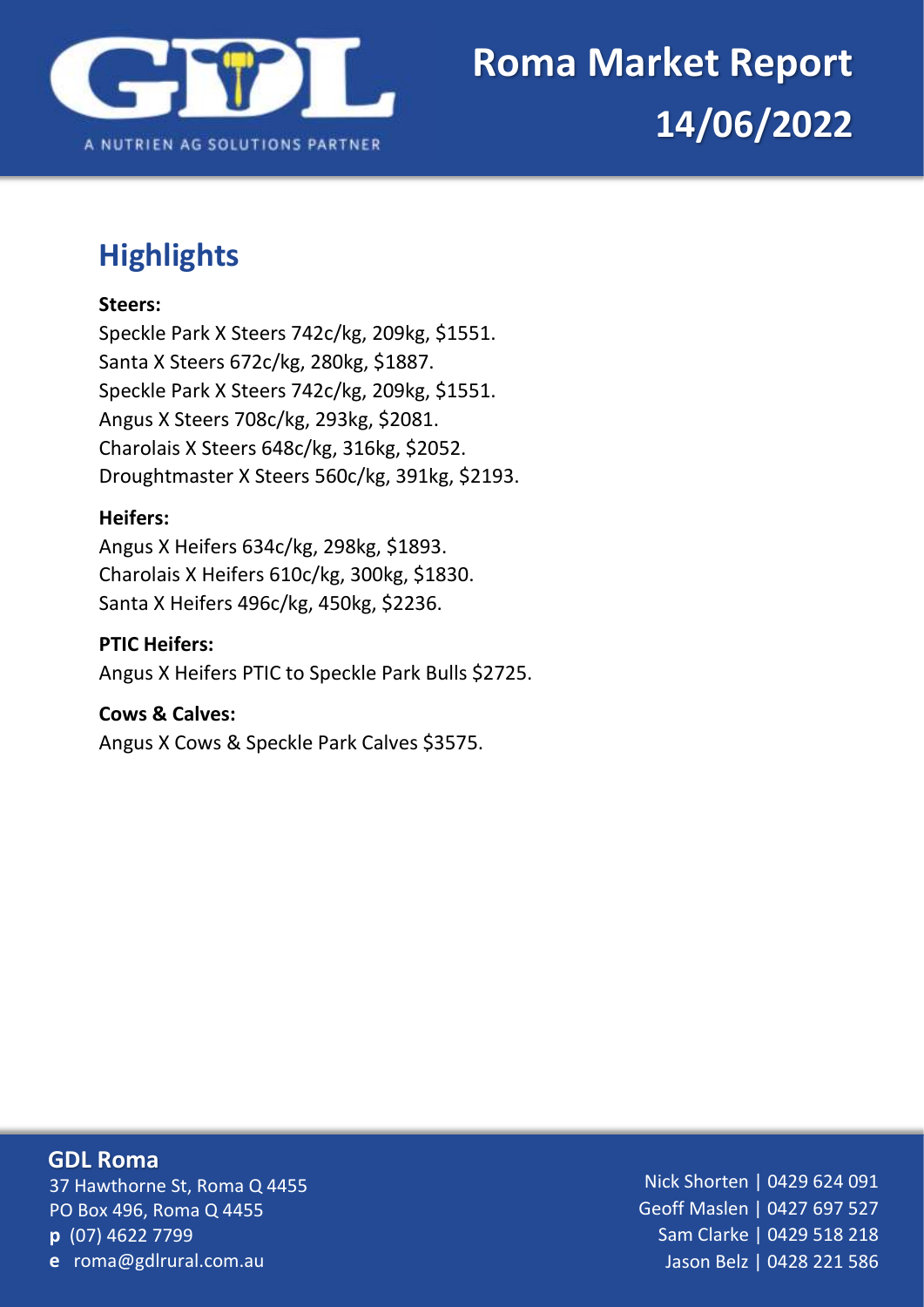# Roma Market Report 14/06/2022

## Highlights

**Steers:**

Speckle Park X Steers 742c/kg, 209kg, $1551.
Santa X Steers 672c/kg, 280kg, $1887.
Speckle Park X Steers 742c/kg, 209kg, $1551.
Angus X Steers 708c/kg, 293kg, $2081.
Charolais X Steers 648c/kg, 316kg, $2052.
Droughtmaster X Steers 560c/kg, 391kg, $2193.

**Heifers:**

Angus X Heifers 634c/kg, 298kg, $1893.
Charolais X Heifers 610c/kg, 300kg, $1830.
Santa X Heifers 496c/kg, 450kg, $2236.

**PTIC Heifers:**

Angus X Heifers PTIC to Speckle Park Bulls $2725.

**Cows & Calves:**

Angus X Cows & Speckle Park Calves $3575.

**GDL Roma**
37 Hawthorne St, Roma Q 4455
PO Box 496, Roma Q 4455
**p** (07) 4622 7799
**e** roma@gdlrural.com.au

Nick Shorten | 0429 624 091
Geoff Maslen | 0427 697 527
Sam Clarke | 0429 518 218
Jason Belz | 0428 221 586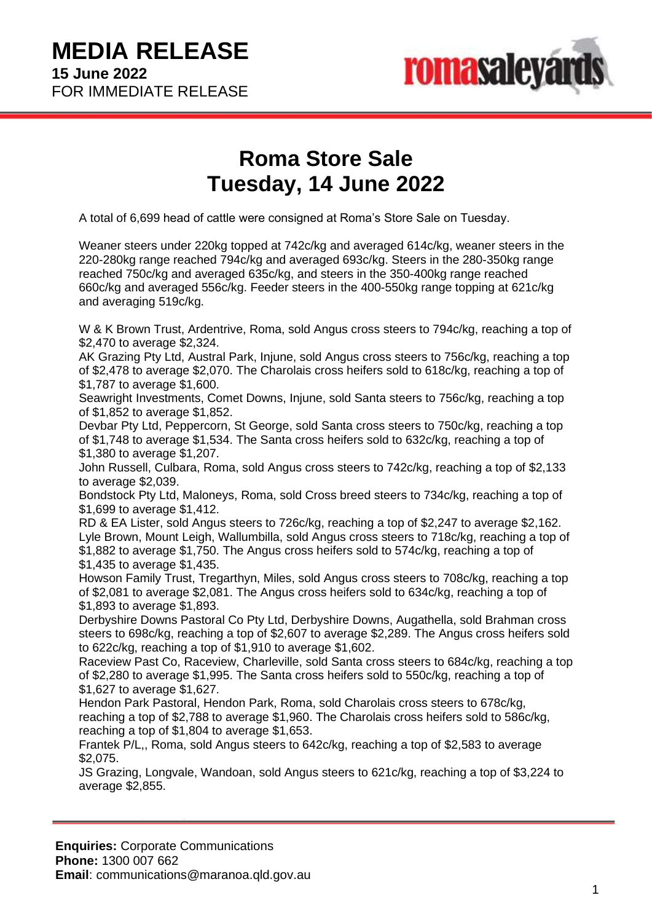# MEDIA RELEASE

**15 June 2022**

FOR IMMEDIATE RELEASE

## Roma Store Sale
## Tuesday, 14 June 2022

A total of 6,699 head of cattle were consigned at Roma's Store Sale on Tuesday.

Weaner steers under 220kg topped at 742c/kg and averaged 614c/kg, weaner steers in the 220-280kg range reached 794c/kg and averaged 693c/kg. Steers in the 280-350kg range reached 750c/kg and averaged 635c/kg, and steers in the 350-400kg range reached 660c/kg and averaged 556c/kg. Feeder steers in the 400-550kg range topping at 621c/kg and averaging 519c/kg.

W & K Brown Trust, Ardentrive, Roma, sold Angus cross steers to 794c/kg, reaching a top of $2,470 to average $2,324.
AK Grazing Pty Ltd, Austral Park, Injune, sold Angus cross steers to 756c/kg, reaching a top of $2,478 to average $2,070. The Charolais cross heifers sold to 618c/kg, reaching a top of $1,787 to average $1,600.
Seawright Investments, Comet Downs, Injune, sold Santa steers to 756c/kg, reaching a top of $1,852 to average $1,852.
Devbar Pty Ltd, Peppercorn, St George, sold Santa cross steers to 750c/kg, reaching a top of $1,748 to average $1,534. The Santa cross heifers sold to 632c/kg, reaching a top of $1,380 to average $1,207.
John Russell, Culbara, Roma, sold Angus cross steers to 742c/kg, reaching a top of $2,133 to average $2,039.
Bondstock Pty Ltd, Maloneys, Roma, sold Cross breed steers to 734c/kg, reaching a top of $1,699 to average $1,412.
RD & EA Lister, sold Angus steers to 726c/kg, reaching a top of $2,247 to average $2,162.
Lyle Brown, Mount Leigh, Wallumbilla, sold Angus cross steers to 718c/kg, reaching a top of $1,882 to average $1,750. The Angus cross heifers sold to 574c/kg, reaching a top of $1,435 to average $1,435.
Howson Family Trust, Tregarthyn, Miles, sold Angus cross steers to 708c/kg, reaching a top of $2,081 to average $2,081. The Angus cross heifers sold to 634c/kg, reaching a top of $1,893 to average $1,893.
Derbyshire Downs Pastoral Co Pty Ltd, Derbyshire Downs, Augathella, sold Brahman cross steers to 698c/kg, reaching a top of $2,607 to average $2,289. The Angus cross heifers sold to 622c/kg, reaching a top of $1,910 to average $1,602.
Raceview Past Co, Raceview, Charleville, sold Santa cross steers to 684c/kg, reaching a top of $2,280 to average $1,995. The Santa cross heifers sold to 550c/kg, reaching a top of $1,627 to average $1,627.
Hendon Park Pastoral, Hendon Park, Roma, sold Charolais cross steers to 678c/kg, reaching a top of $2,788 to average $1,960. The Charolais cross heifers sold to 586c/kg, reaching a top of $1,804 to average $1,653.
Frantek P/L,, Roma, sold Angus steers to 642c/kg, reaching a top of $2,583 to average $2,075.
JS Grazing, Longvale, Wandoan, sold Angus steers to 621c/kg, reaching a top of $3,224 to average $2,855.

**Enquiries:** Corporate Communications
**Phone:** 1300 007 662
**Email**: communications@maranoa.qld.gov.au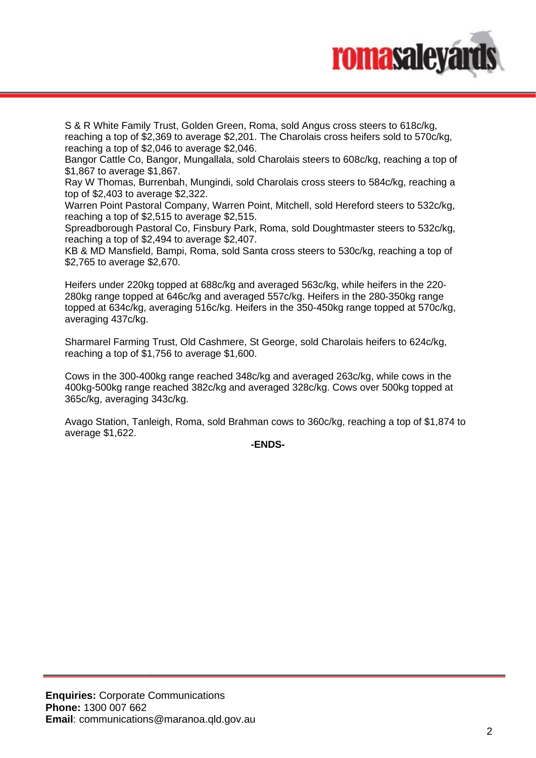S & R White Family Trust, Golden Green, Roma, sold Angus cross steers to 618c/kg, reaching a top of $2,369 to average $2,201. The Charolais cross heifers sold to 570c/kg, reaching a top of $2,046 to average $2,046.
Bangor Cattle Co, Bangor, Mungallala, sold Charolais steers to 608c/kg, reaching a top of $1,867 to average $1,867.
Ray W Thomas, Burrenbah, Mungindi, sold Charolais cross steers to 584c/kg, reaching a top of $2,403 to average $2,322.
Warren Point Pastoral Company, Warren Point, Mitchell, sold Hereford steers to 532c/kg, reaching a top of $2,515 to average $2,515.
Spreadborough Pastoral Co, Finsbury Park, Roma, sold Doughtmaster steers to 532c/kg, reaching a top of $2,494 to average $2,407.
KB & MD Mansfield, Bampi, Roma, sold Santa cross steers to 530c/kg, reaching a top of $2,765 to average $2,670.

Heifers under 220kg topped at 688c/kg and averaged 563c/kg, while heifers in the 220-280kg range topped at 646c/kg and averaged 557c/kg. Heifers in the 280-350kg range topped at 634c/kg, averaging 516c/kg. Heifers in the 350-450kg range topped at 570c/kg, averaging 437c/kg.

Sharmarel Farming Trust, Old Cashmere, St George, sold Charolais heifers to 624c/kg, reaching a top of $1,756 to average $1,600.

Cows in the 300-400kg range reached 348c/kg and averaged 263c/kg, while cows in the 400kg-500kg range reached 382c/kg and averaged 328c/kg. Cows over 500kg topped at 365c/kg, averaging 343c/kg.

Avago Station, Tanleigh, Roma, sold Brahman cows to 360c/kg, reaching a top of $1,874 to average $1,622.

**-ENDS-**

**Enquiries:** Corporate Communications
**Phone:** 1300 007 662
**Email**: communications@maranoa.qld.gov.au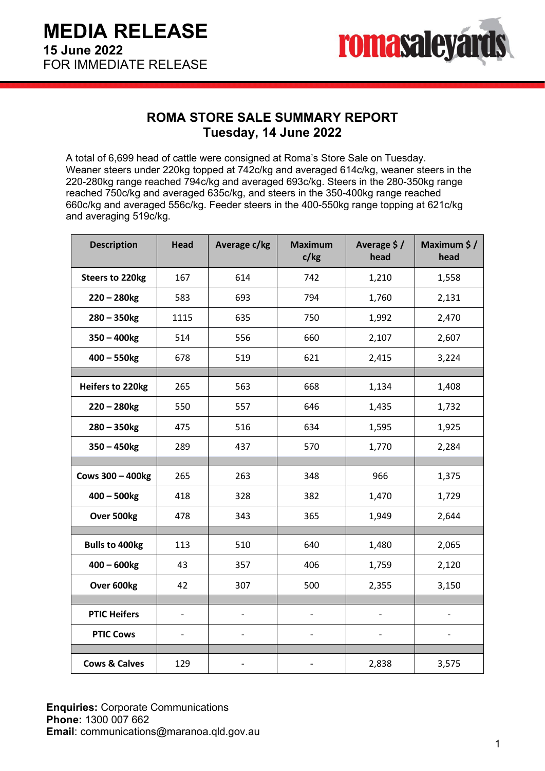# MEDIA RELEASE

**15 June 2022**

FOR IMMEDIATE RELEASE

## ROMA STORE SALE SUMMARY REPORT
## Tuesday, 14 June 2022

A total of 6,699 head of cattle were consigned at Roma's Store Sale on Tuesday. Weaner steers under 220kg topped at 742c/kg and averaged 614c/kg, weaner steers in the 220-280kg range reached 794c/kg and averaged 693c/kg. Steers in the 280-350kg range reached 750c/kg and averaged 635c/kg, and steers in the 350-400kg range reached 660c/kg and averaged 556c/kg. Feeder steers in the 400-550kg range topping at 621c/kg and averaging 519c/kg.

| Description | Head | Average c/kg | Maximum c/kg | Average $ / head | Maximum $ / head |
|---|---|---|---|---|---|
| **Steers to 220kg** | 167 | 614 | 742 | 1,210 | 1,558 |
| **220 – 280kg** | 583 | 693 | 794 | 1,760 | 2,131 |
| **280 – 350kg** | 1115 | 635 | 750 | 1,992 | 2,470 |
| **350 – 400kg** | 514 | 556 | 660 | 2,107 | 2,607 |
| **400 – 550kg** | 678 | 519 | 621 | 2,415 | 3,224 |
| | | | | | |
| **Heifers to 220kg** | 265 | 563 | 668 | 1,134 | 1,408 |
| **220 – 280kg** | 550 | 557 | 646 | 1,435 | 1,732 |
| **280 – 350kg** | 475 | 516 | 634 | 1,595 | 1,925 |
| **350 – 450kg** | 289 | 437 | 570 | 1,770 | 2,284 |
| | | | | | |
| **Cows 300 – 400kg** | 265 | 263 | 348 | 966 | 1,375 |
| **400 – 500kg** | 418 | 328 | 382 | 1,470 | 1,729 |
| **Over 500kg** | 478 | 343 | 365 | 1,949 | 2,644 |
| | | | | | |
| **Bulls to 400kg** | 113 | 510 | 640 | 1,480 | 2,065 |
| **400 – 600kg** | 43 | 357 | 406 | 1,759 | 2,120 |
| **Over 600kg** | 42 | 307 | 500 | 2,355 | 3,150 |
| | | | | | |
| **PTIC Heifers** | - | - | - | - | - |
| **PTIC Cows** | - | - | - | - | - |
| | | | | | |
| **Cows & Calves** | 129 | - | - | 2,838 | 3,575 |

**Enquiries:** Corporate Communications
**Phone:** 1300 007 662
**Email**: communications@maranoa.qld.gov.au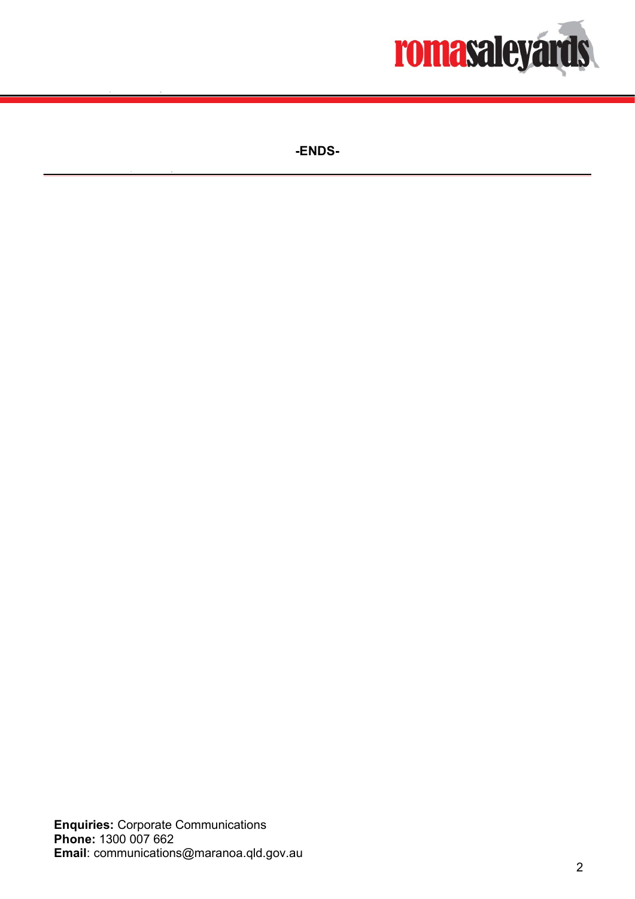**-ENDS-**

---

**Enquiries:** Corporate Communications
**Phone:** 1300 007 662
**Email**: communications@maranoa.qld.gov.au